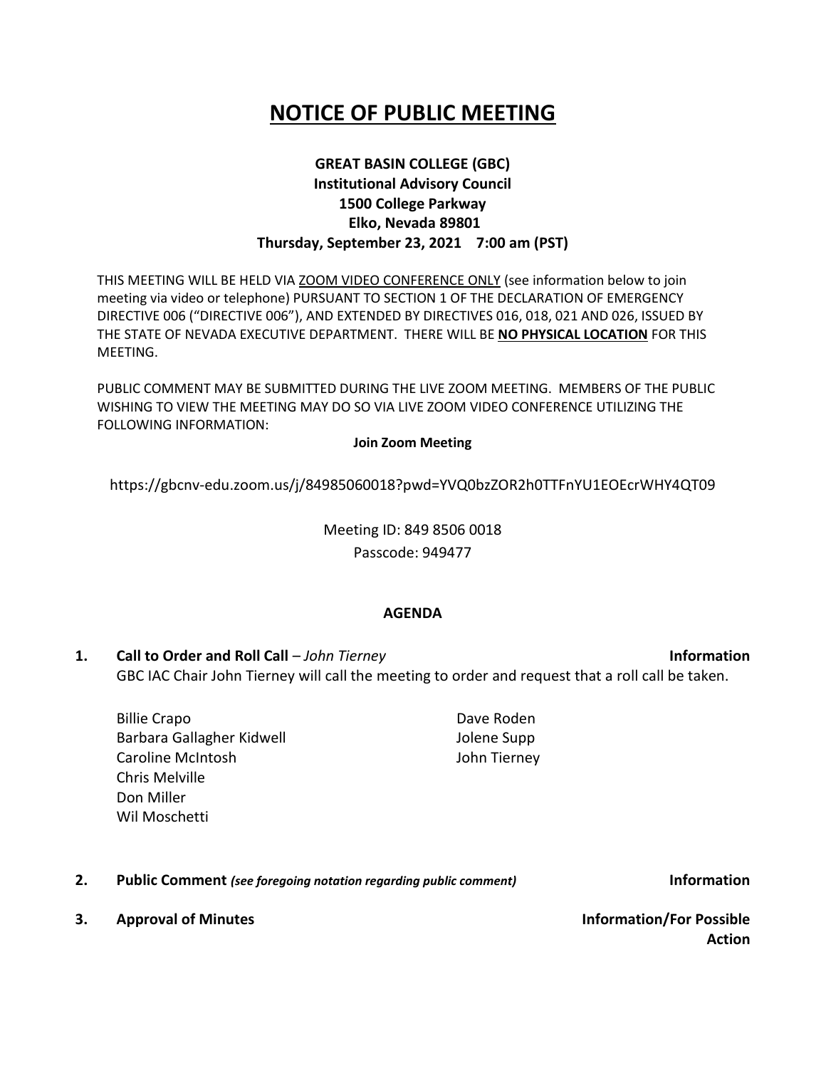# NOTICE OF PUBLIC MEETING

**GREAT BASIN COLLEGE (GBC)**
**Institutional Advisory Council**
**1500 College Parkway**
**Elko, Nevada 89801**
**Thursday, September 23, 2021 7:00 am (PST)**

THIS MEETING WILL BE HELD VIA ZOOM VIDEO CONFERENCE ONLY (see information below to join meeting via video or telephone) PURSUANT TO SECTION 1 OF THE DECLARATION OF EMERGENCY DIRECTIVE 006 ("DIRECTIVE 006"), AND EXTENDED BY DIRECTIVES 016, 018, 021 AND 026, ISSUED BY THE STATE OF NEVADA EXECUTIVE DEPARTMENT. THERE WILL BE **NO PHYSICAL LOCATION** FOR THIS MEETING.

PUBLIC COMMENT MAY BE SUBMITTED DURING THE LIVE ZOOM MEETING. MEMBERS OF THE PUBLIC WISHING TO VIEW THE MEETING MAY DO SO VIA LIVE ZOOM VIDEO CONFERENCE UTILIZING THE FOLLOWING INFORMATION:

**Join Zoom Meeting**

https://gbcnv-edu.zoom.us/j/84985060018?pwd=YVQ0bzZOR2h0TTFnYU1EOEcrWHY4QT09

Meeting ID: 849 8506 0018
Passcode: 949477

## AGENDA

**1. Call to Order and Roll Call** – *John Tierney* **Information**

GBC IAC Chair John Tierney will call the meeting to order and request that a roll call be taken.

Billie Crapo
Barbara Gallagher Kidwell
Caroline McIntosh
Chris Melville
Don Miller
Wil Moschetti
Dave Roden
Jolene Supp
John Tierney

**2. Public Comment** *(see foregoing notation regarding public comment)* **Information**

**3. Approval of Minutes** **Information/For Possible Action**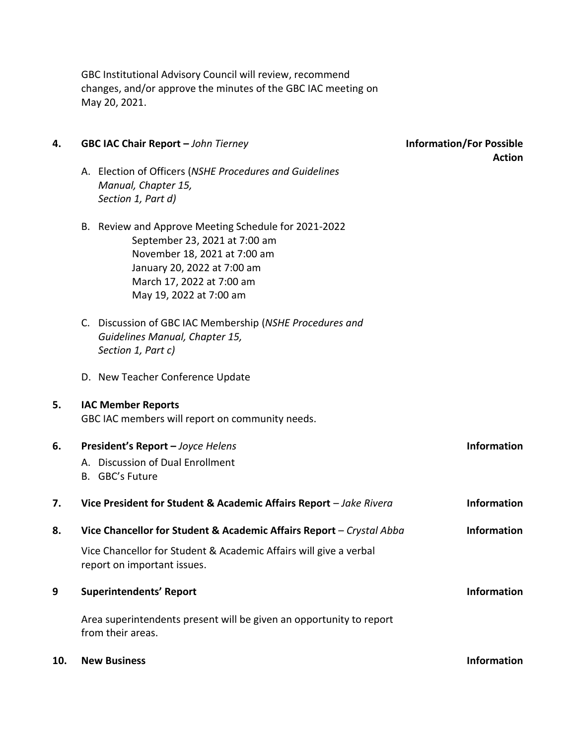GBC Institutional Advisory Council will review, recommend changes, and/or approve the minutes of the GBC IAC meeting on May 20, 2021.

**4. GBC IAC Chair Report –** *John Tierney* **Information/For Possible Action**

A. Election of Officers (*NSHE Procedures and Guidelines Manual, Chapter 15, Section 1, Part d)*

B. Review and Approve Meeting Schedule for 2021-2022
   - September 23, 2021 at 7:00 am
   - November 18, 2021 at 7:00 am
   - January 20, 2022 at 7:00 am
   - March 17, 2022 at 7:00 am
   - May 19, 2022 at 7:00 am

C. Discussion of GBC IAC Membership (*NSHE Procedures and Guidelines Manual, Chapter 15, Section 1, Part c)*

D. New Teacher Conference Update

**5. IAC Member Reports**

GBC IAC members will report on community needs.

**6. President's Report –** *Joyce Helens* **Information**

A. Discussion of Dual Enrollment
B. GBC's Future

**7. Vice President for Student & Academic Affairs Report** – *Jake Rivera* **Information**

**8. Vice Chancellor for Student & Academic Affairs Report** – *Crystal Abba* **Information**

Vice Chancellor for Student & Academic Affairs will give a verbal report on important issues.

**9 Superintendents' Report** **Information**

Area superintendents present will be given an opportunity to report from their areas.

**10. New Business** **Information**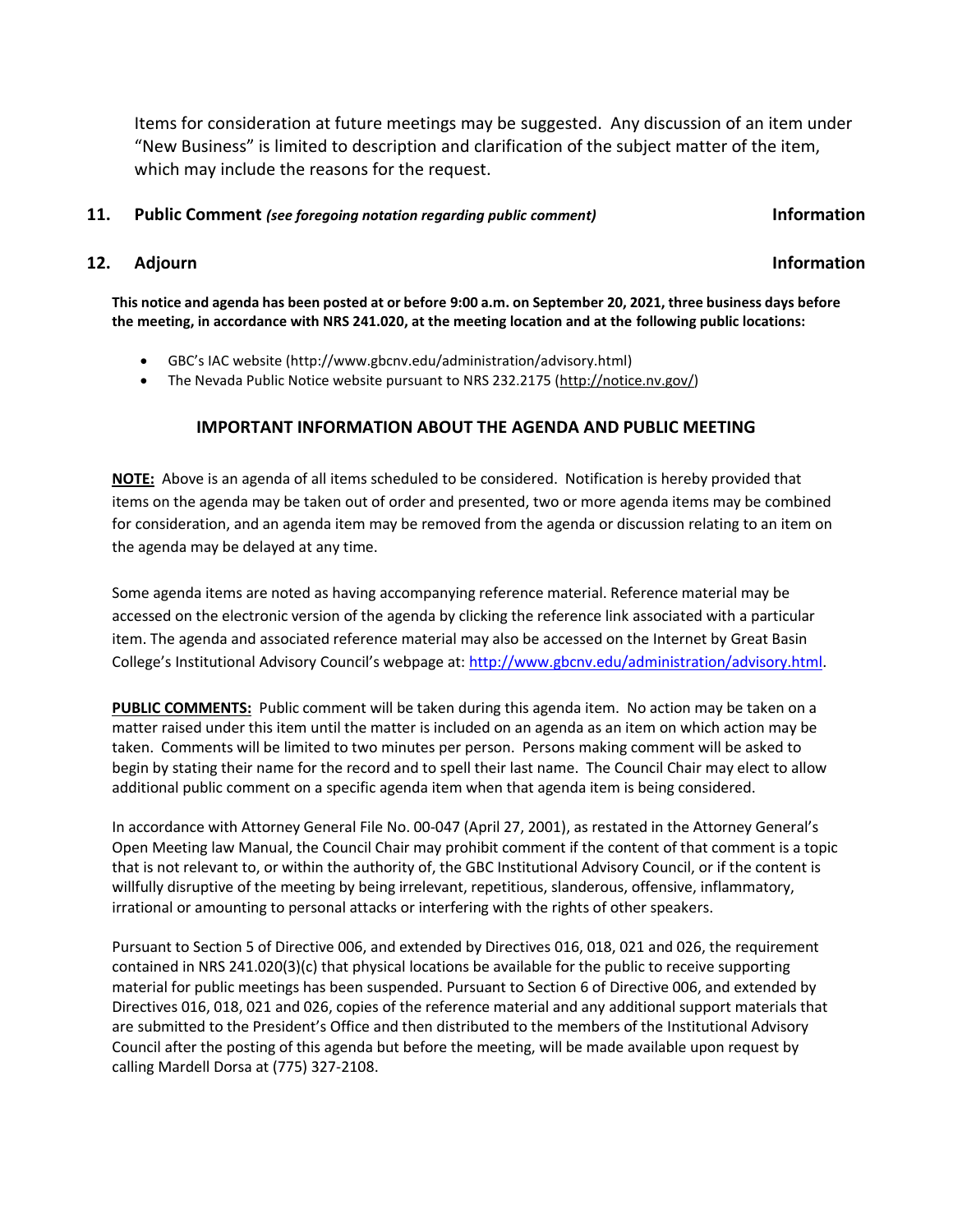Items for consideration at future meetings may be suggested. Any discussion of an item under "New Business" is limited to description and clarification of the subject matter of the item, which may include the reasons for the request.

**11. Public Comment** ***(see foregoing notation regarding public comment)*** **Information**

**12. Adjourn** **Information**

**This notice and agenda has been posted at or before 9:00 a.m. on September 20, 2021, three business days before the meeting, in accordance with NRS 241.020, at the meeting location and at the following public locations:**

- GBC's IAC website (http://www.gbcnv.edu/administration/advisory.html)
- The Nevada Public Notice website pursuant to NRS 232.2175 (http://notice.nv.gov/)

## IMPORTANT INFORMATION ABOUT THE AGENDA AND PUBLIC MEETING

**NOTE:** Above is an agenda of all items scheduled to be considered. Notification is hereby provided that items on the agenda may be taken out of order and presented, two or more agenda items may be combined for consideration, and an agenda item may be removed from the agenda or discussion relating to an item on the agenda may be delayed at any time.

Some agenda items are noted as having accompanying reference material. Reference material may be accessed on the electronic version of the agenda by clicking the reference link associated with a particular item. The agenda and associated reference material may also be accessed on the Internet by Great Basin College's Institutional Advisory Council's webpage at: http://www.gbcnv.edu/administration/advisory.html.

**PUBLIC COMMENTS:** Public comment will be taken during this agenda item. No action may be taken on a matter raised under this item until the matter is included on an agenda as an item on which action may be taken. Comments will be limited to two minutes per person. Persons making comment will be asked to begin by stating their name for the record and to spell their last name. The Council Chair may elect to allow additional public comment on a specific agenda item when that agenda item is being considered.

In accordance with Attorney General File No. 00-047 (April 27, 2001), as restated in the Attorney General's Open Meeting law Manual, the Council Chair may prohibit comment if the content of that comment is a topic that is not relevant to, or within the authority of, the GBC Institutional Advisory Council, or if the content is willfully disruptive of the meeting by being irrelevant, repetitious, slanderous, offensive, inflammatory, irrational or amounting to personal attacks or interfering with the rights of other speakers.

Pursuant to Section 5 of Directive 006, and extended by Directives 016, 018, 021 and 026, the requirement contained in NRS 241.020(3)(c) that physical locations be available for the public to receive supporting material for public meetings has been suspended. Pursuant to Section 6 of Directive 006, and extended by Directives 016, 018, 021 and 026, copies of the reference material and any additional support materials that are submitted to the President's Office and then distributed to the members of the Institutional Advisory Council after the posting of this agenda but before the meeting, will be made available upon request by calling Mardell Dorsa at (775) 327-2108.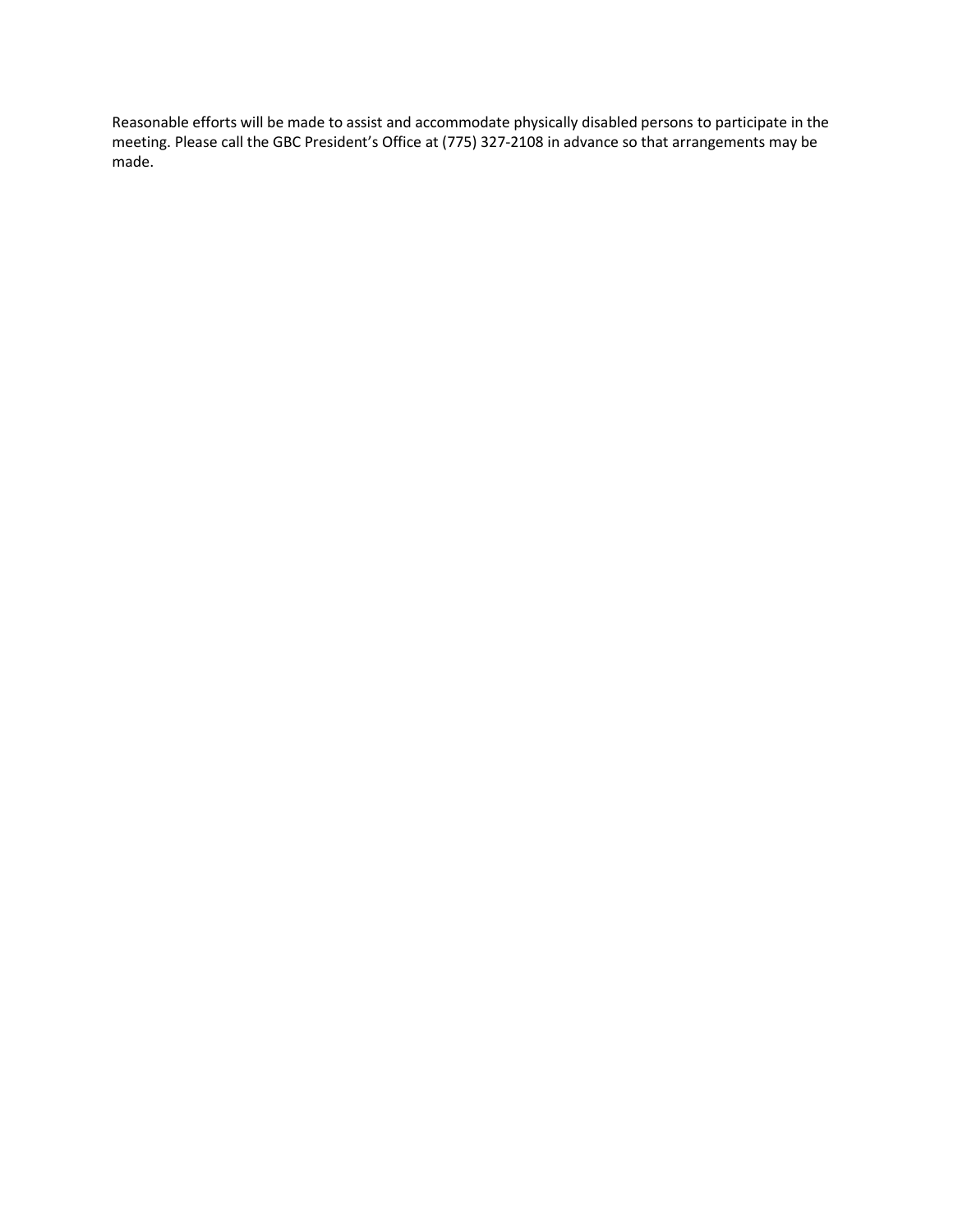Reasonable efforts will be made to assist and accommodate physically disabled persons to participate in the meeting. Please call the GBC President's Office at (775) 327-2108 in advance so that arrangements may be made.